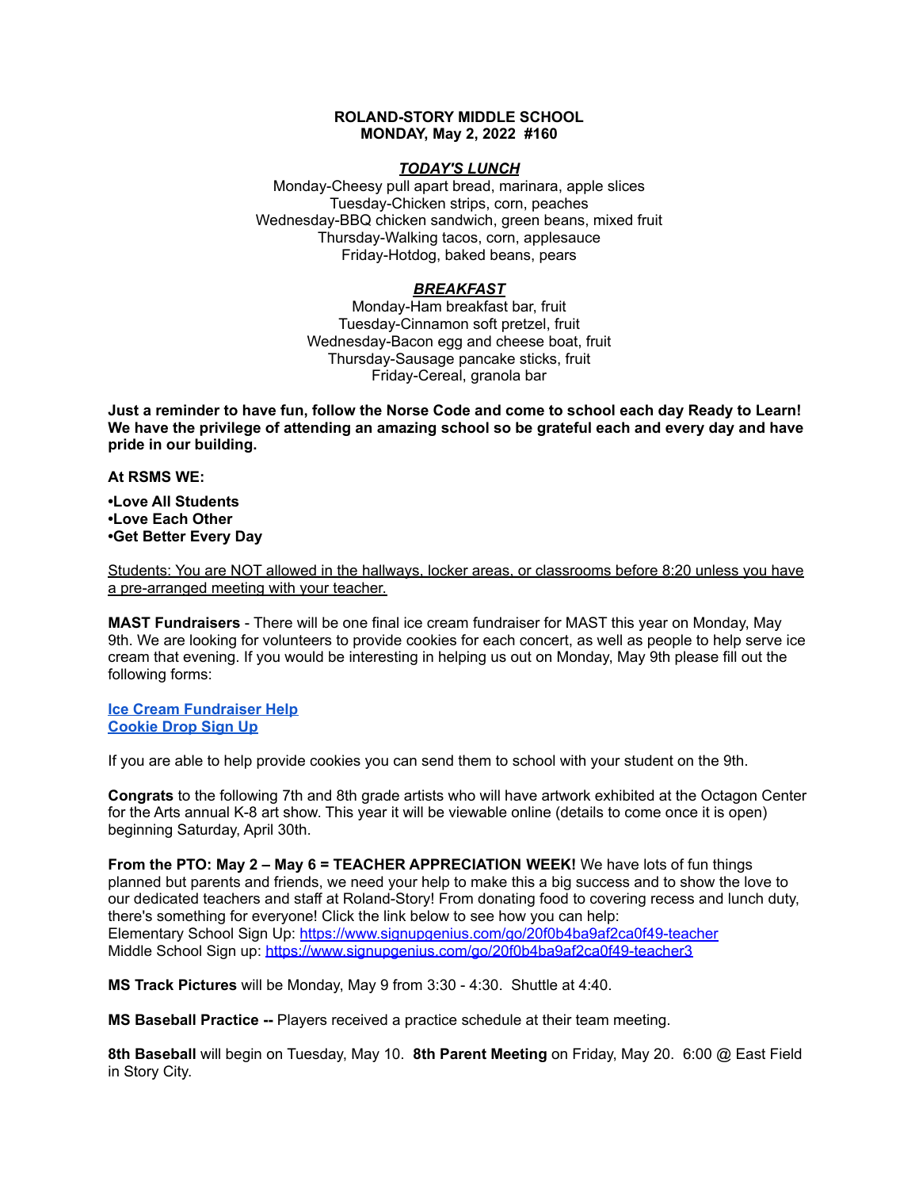**ROLAND-STORY MIDDLE SCHOOL**
**MONDAY, May 2, 2022 #160**

***TODAY'S LUNCH***

Monday-Cheesy pull apart bread, marinara, apple slices
Tuesday-Chicken strips, corn, peaches
Wednesday-BBQ chicken sandwich, green beans, mixed fruit
Thursday-Walking tacos, corn, applesauce
Friday-Hotdog, baked beans, pears

***BREAKFAST***

Monday-Ham breakfast bar, fruit
Tuesday-Cinnamon soft pretzel, fruit
Wednesday-Bacon egg and cheese boat, fruit
Thursday-Sausage pancake sticks, fruit
Friday-Cereal, granola bar

**Just a reminder to have fun, follow the Norse Code and come to school each day Ready to Learn! We have the privilege of attending an amazing school so be grateful each and every day and have pride in our building.**

**At RSMS WE:**

**•Love All Students**
**•Love Each Other**
**•Get Better Every Day**

Students: You are NOT allowed in the hallways, locker areas, or classrooms before 8:20 unless you have a pre-arranged meeting with your teacher.

**MAST Fundraisers** - There will be one final ice cream fundraiser for MAST this year on Monday, May 9th. We are looking for volunteers to provide cookies for each concert, as well as people to help serve ice cream that evening. If you would be interesting in helping us out on Monday, May 9th please fill out the following forms:

**[Ice Cream Fundraiser Help]()**
**[Cookie Drop Sign Up]()**

If you are able to help provide cookies you can send them to school with your student on the 9th.

**Congrats** to the following 7th and 8th grade artists who will have artwork exhibited at the Octagon Center for the Arts annual K-8 art show. This year it will be viewable online (details to come once it is open) beginning Saturday, April 30th.

**From the PTO: May 2 – May 6 = TEACHER APPRECIATION WEEK!** We have lots of fun things planned but parents and friends, we need your help to make this a big success and to show the love to our dedicated teachers and staff at Roland-Story! From donating food to covering recess and lunch duty, there's something for everyone! Click the link below to see how you can help:
Elementary School Sign Up: https://www.signupgenius.com/go/20f0b4ba9af2ca0f49-teacher
Middle School Sign up: https://www.signupgenius.com/go/20f0b4ba9af2ca0f49-teacher3

**MS Track Pictures** will be Monday, May 9 from 3:30 - 4:30. Shuttle at 4:40.

**MS Baseball Practice --** Players received a practice schedule at their team meeting.

**8th Baseball** will begin on Tuesday, May 10. **8th Parent Meeting** on Friday, May 20. 6:00 @ East Field in Story City.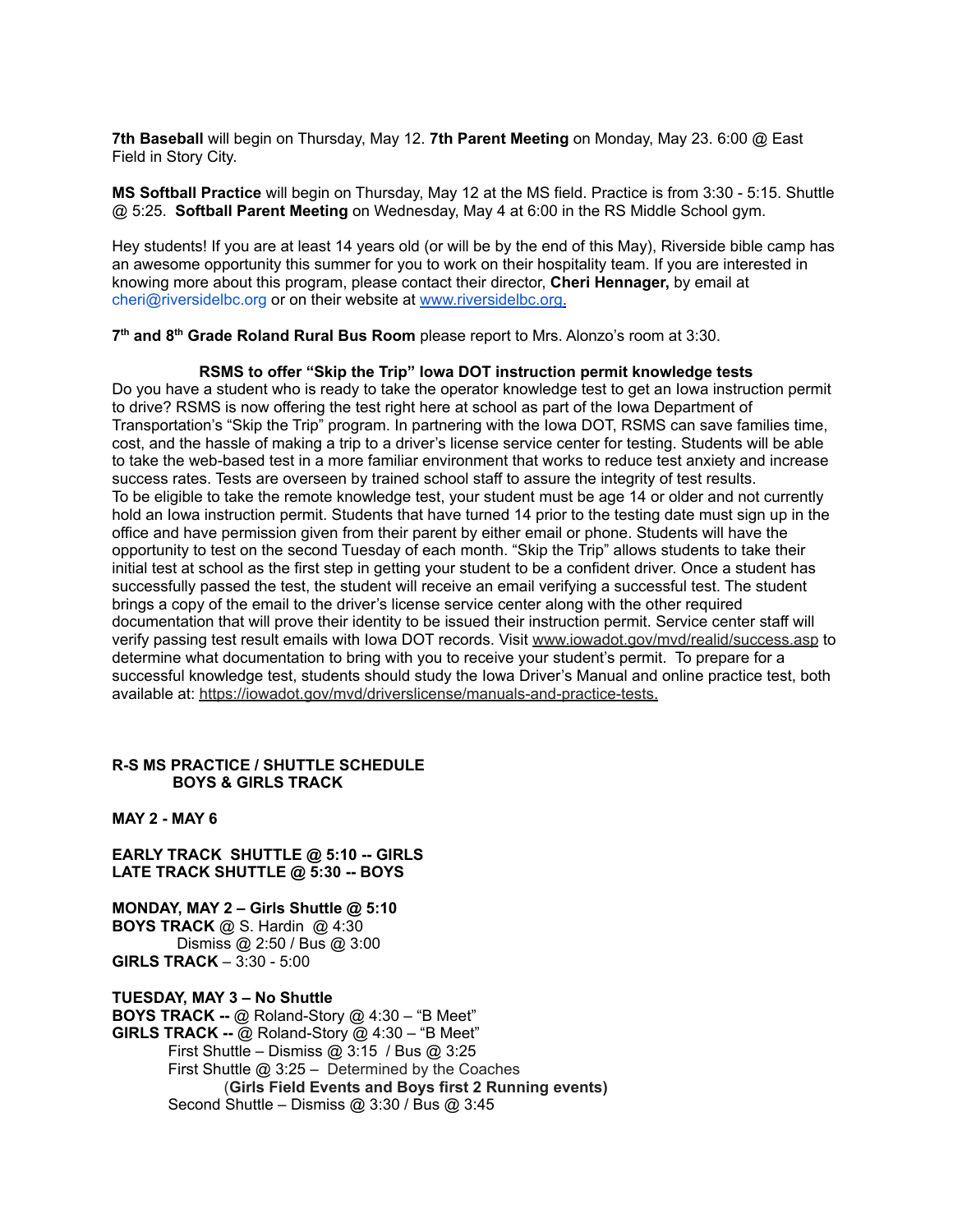**7th Baseball** will begin on Thursday, May 12. **7th Parent Meeting** on Monday, May 23. 6:00 @ East Field in Story City.

**MS Softball Practice** will begin on Thursday, May 12 at the MS field. Practice is from 3:30 - 5:15. Shuttle @ 5:25. **Softball Parent Meeting** on Wednesday, May 4 at 6:00 in the RS Middle School gym.

Hey students! If you are at least 14 years old (or will be by the end of this May), Riverside bible camp has an awesome opportunity this summer for you to work on their hospitality team. If you are interested in knowing more about this program, please contact their director, **Cheri Hennager,** by email at cheri@riversidelbc.org or on their website at www.riversidelbc.org.

**7th and 8th Grade Roland Rural Bus Room** please report to Mrs. Alonzo's room at 3:30.

**RSMS to offer "Skip the Trip" Iowa DOT instruction permit knowledge tests**

Do you have a student who is ready to take the operator knowledge test to get an Iowa instruction permit to drive? RSMS is now offering the test right here at school as part of the Iowa Department of Transportation's "Skip the Trip" program. In partnering with the Iowa DOT, RSMS can save families time, cost, and the hassle of making a trip to a driver's license service center for testing. Students will be able to take the web-based test in a more familiar environment that works to reduce test anxiety and increase success rates. Tests are overseen by trained school staff to assure the integrity of test results.

To be eligible to take the remote knowledge test, your student must be age 14 or older and not currently hold an Iowa instruction permit. Students that have turned 14 prior to the testing date must sign up in the office and have permission given from their parent by either email or phone. Students will have the opportunity to test on the second Tuesday of each month. "Skip the Trip" allows students to take their initial test at school as the first step in getting your student to be a confident driver. Once a student has successfully passed the test, the student will receive an email verifying a successful test. The student brings a copy of the email to the driver's license service center along with the other required documentation that will prove their identity to be issued their instruction permit. Service center staff will verify passing test result emails with Iowa DOT records. Visit www.iowadot.gov/mvd/realid/success.asp to determine what documentation to bring with you to receive your student's permit. To prepare for a successful knowledge test, students should study the Iowa Driver's Manual and online practice test, both available at: https://iowadot.gov/mvd/driverslicense/manuals-and-practice-tests.

**R-S MS PRACTICE / SHUTTLE SCHEDULE**
**BOYS & GIRLS TRACK**

**MAY 2 - MAY 6**

**EARLY TRACK SHUTTLE @ 5:10 -- GIRLS**
**LATE TRACK SHUTTLE @ 5:30 -- BOYS**

**MONDAY, MAY 2 – Girls Shuttle @ 5:10**
**BOYS TRACK** @ S. Hardin @ 4:30
Dismiss @ 2:50 / Bus @ 3:00
**GIRLS TRACK** – 3:30 - 5:00

**TUESDAY, MAY 3 – No Shuttle**
**BOYS TRACK --** @ Roland-Story @ 4:30 – "B Meet"
**GIRLS TRACK --** @ Roland-Story @ 4:30 – "B Meet"
First Shuttle – Dismiss @ 3:15 / Bus @ 3:25
First Shuttle @ 3:25 – Determined by the Coaches
(**Girls Field Events and Boys first 2 Running events)**
Second Shuttle – Dismiss @ 3:30 / Bus @ 3:45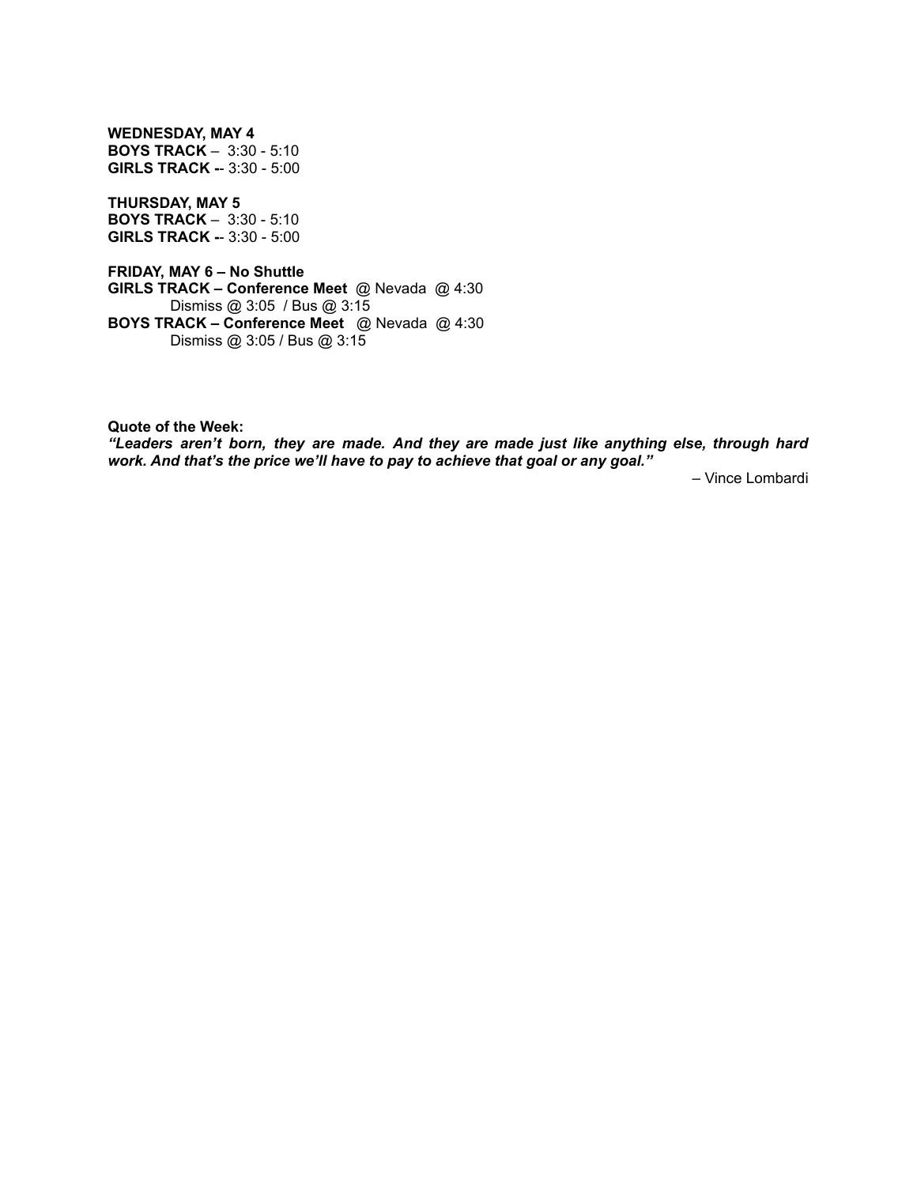**WEDNESDAY, MAY 4**
**BOYS TRACK** – 3:30 - 5:10
**GIRLS TRACK --** 3:30 - 5:00

**THURSDAY, MAY 5**
**BOYS TRACK** – 3:30 - 5:10
**GIRLS TRACK --** 3:30 - 5:00

**FRIDAY, MAY 6 – No Shuttle**
**GIRLS TRACK – Conference Meet** @ Nevada @ 4:30
Dismiss @ 3:05 / Bus @ 3:15
**BOYS TRACK – Conference Meet** @ Nevada @ 4:30
Dismiss @ 3:05 / Bus @ 3:15

**Quote of the Week:**
***"Leaders aren't born, they are made. And they are made just like anything else, through hard work. And that's the price we'll have to pay to achieve that goal or any goal."***

– Vince Lombardi